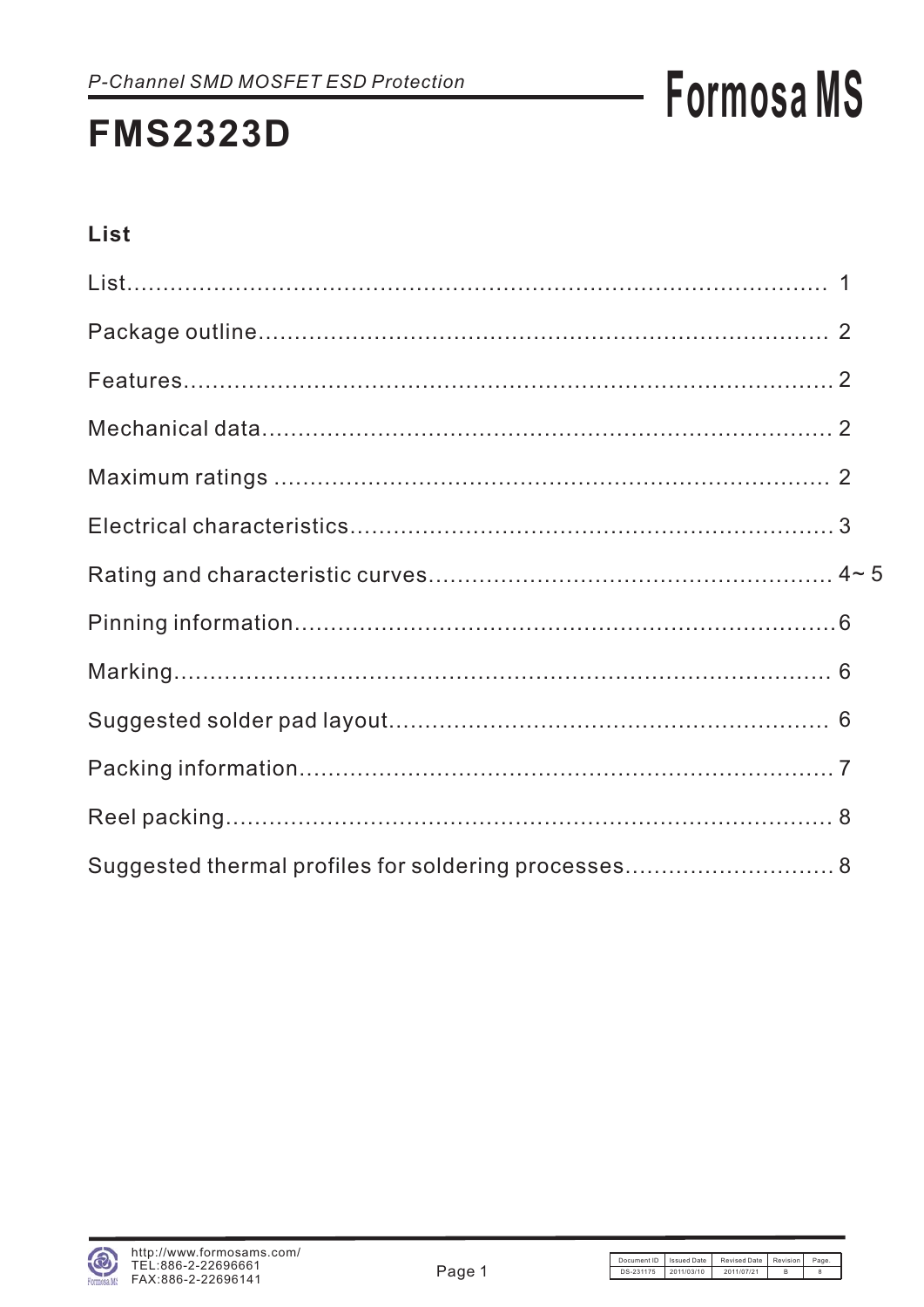*P-Channel SMD MOSFET ESD Protection*

# FMS2323D

## List

| | |
|---|---|
| List | 1 |
| Package outline | 2 |
| Features | 2 |
| Mechanical data | 2 |
| Maximum ratings | 2 |
| Electrical characteristics | 3 |
| Rating and characteristic curves | 4~ 5 |
| Pinning information | 6 |
| Marking | 6 |
| Suggested solder pad layout | 6 |
| Packing information | 7 |
| Reel packing | 8 |
| Suggested thermal profiles for soldering processes | 8 |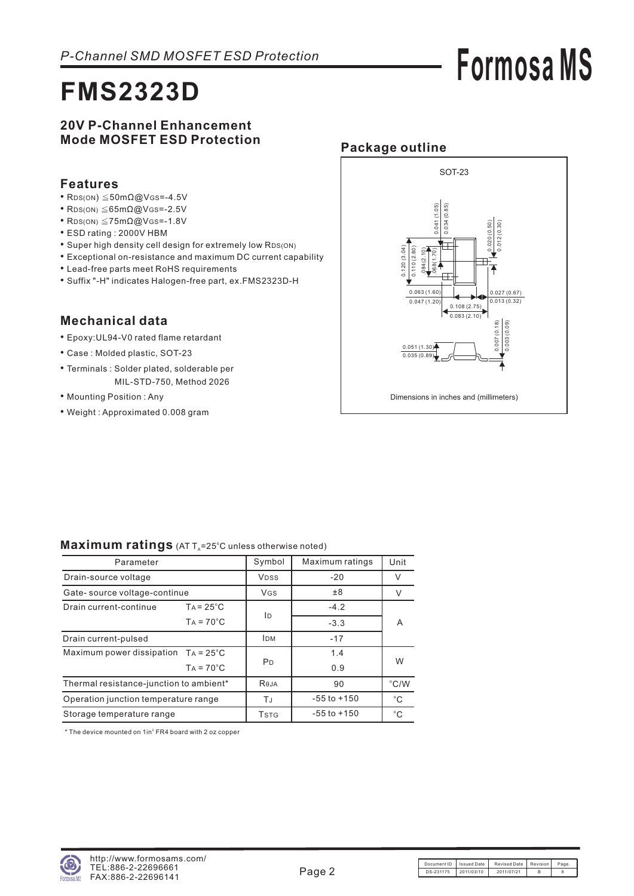*P-Channel SMD MOSFET ESD Protection*

**Formosa MS**

# FMS2323D

### 20V P-Channel Enhancement Mode MOSFET ESD Protection

## Features

- $R_{DS(ON)}$ ≦50mΩ@$V_{GS}$=-4.5V
- $R_{DS(ON)}$ ≦65mΩ@$V_{GS}$=-2.5V
- $R_{DS(ON)}$ ≦75mΩ@$V_{GS}$=-1.8V
- ESD rating : 2000V HBM
- Super high density cell design for extremely low $R_{DS(ON)}$
- Exceptional on-resistance and maximum DC current capability
- Lead-free parts meet RoHS requirements
- Suffix "-H" indicates Halogen-free part, ex.FMS2323D-H

## Mechanical data

- Epoxy:UL94-V0 rated flame retardant
- Case : Molded plastic, SOT-23
- Terminals : Solder plated, solderable per MIL-STD-750, Method 2026
- Mounting Position : Any
- Weight : Approximated 0.008 gram

## Package outline

SOT-23

0.041 (1.05)
0.034 (0.85)
0.020 (0.50)
0.012 (0.30)
0.120 (3.04)
0.110 (2.80)
.084(2.10)
.068(1.70)
0.063 (1.60)
0.047 (1.20)
0.027 (0.67)
0.013 (0.32)
0.108 (2.75)
0.083 (2.10)
0.007 (0.18)
0.003 (0.09)
0.051 (1.30)
0.035 (0.89)

Dimensions in inches and (millimeters)

## Maximum ratings (AT $T_A$=25°C unless otherwise noted)

| Parameter | | Symbol | Maximum ratings | Unit |
|---|---|---|---|---|
| Drain-source voltage | | $V_{DSS}$ | -20 | V |
| Gate- source voltage-continue | | $V_{GS}$ | ±8 | V |
| Drain current-continue | $T_A$ = 25°C | $I_D$ | -4.2 | A |
| | $T_A$ = 70°C | | -3.3 | |
| Drain current-pulsed | | $I_{DM}$ | -17 | |
| Maximum power dissipation | $T_A$ = 25°C | $P_D$ | 1.4 | W |
| | $T_A$ = 70°C | | 0.9 | |
| Thermal resistance-junction to ambient* | | $R_{θJA}$ | 90 | °C/W |
| Operation junction temperature range | | $T_J$ | -55 to +150 | °C |
| Storage temperature range | | $T_{STG}$ | -55 to +150 | °C |

* The device mounted on 1in$^2$ FR4 board with 2 oz copper

http://www.formosams.com/
TEL:886-2-22696661
FAX:886-2-22696141

| Document ID | Issued Date | Revised Date | Revision | Page. |
|---|---|---|---|---|
| DS-231175 | 2011/03/10 | 2011/07/21 | B | 8 |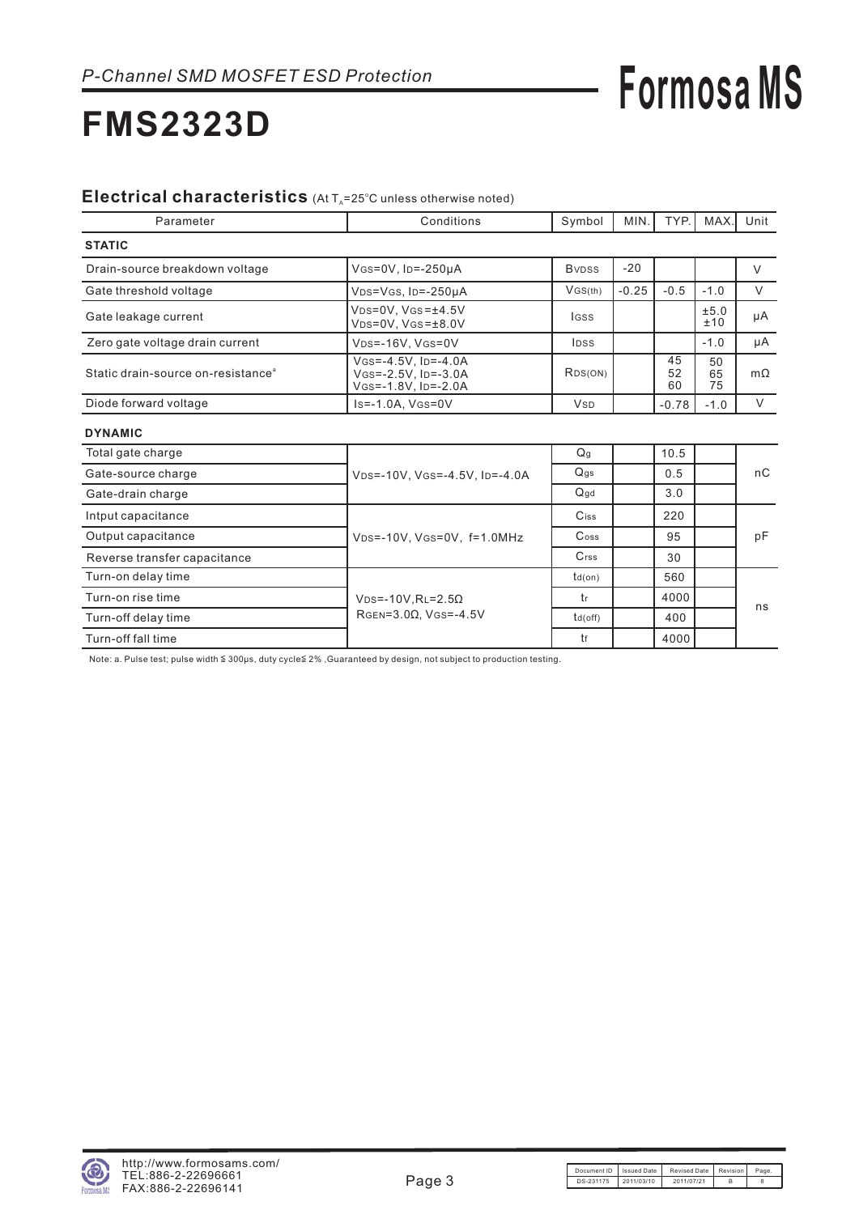*P-Channel SMD MOSFET ESD Protection*

# FMS2323D

## Electrical characteristics (At $T_A$=25°C unless otherwise noted)

| Parameter | Conditions | Symbol | MIN. | TYP. | MAX. | Unit |
|---|---|---|---|---|---|---|
| **STATIC** | | | | | | |
| Drain-source breakdown voltage | $V_{GS}$=0V, $I_D$=-250μA | $B_{VDSS}$ | -20 | | | V |
| Gate threshold voltage | $V_{DS}$=$V_{GS}$, $I_D$=-250μA | $V_{GS(th)}$ | -0.25 | -0.5 | -1.0 | V |
| Gate leakage current | $V_{DS}$=0V, $V_{GS}$=±4.5V<br>$V_{DS}$=0V, $V_{GS}$=±8.0V | $I_{GSS}$ | | | ±5.0<br>±10 | μA |
| Zero gate voltage drain current | $V_{DS}$=-16V, $V_{GS}$=0V | $I_{DSS}$ | | | -1.0 | μA |
| Static drain-source on-resistance[a] | $V_{GS}$=-4.5V, $I_D$=-4.0A<br>$V_{GS}$=-2.5V, $I_D$=-3.0A<br>$V_{GS}$=-1.8V, $I_D$=-2.0A | $R_{DS(ON)}$ | | 45<br>52<br>60 | 50<br>65<br>75 | mΩ |
| Diode forward voltage | $I_S$=-1.0A, $V_{GS}$=0V | $V_{SD}$ | | -0.78 | -1.0 | V |
| **DYNAMIC** | | | | | | |
| Total gate charge | $V_{DS}$=-10V, $V_{GS}$=-4.5V, $I_D$=-4.0A | $Q_g$ | | 10.5 | | nC |
| Gate-source charge | | $Q_{gs}$ | | 0.5 | | |
| Gate-drain charge | | $Q_{gd}$ | | 3.0 | | |
| Intput capacitance | $V_{DS}$=-10V, $V_{GS}$=0V, f=1.0MHz | $C_{iss}$ | | 220 | | pF |
| Output capacitance | | $C_{oss}$ | | 95 | | |
| Reverse transfer capacitance | | $C_{rss}$ | | 30 | | |
| Turn-on delay time | $V_{DS}$=-10V, $R_L$=2.5Ω<br>$R_{GEN}$=3.0Ω, $V_{GS}$=-4.5V | $t_{d(on)}$ | | 560 | | ns |
| Turn-on rise time | | $t_r$ | | 4000 | | |
| Turn-off delay time | | $t_{d(off)}$ | | 400 | | |
| Turn-off fall time | | $t_f$ | | 4000 | | |

Note: a. Pulse test; pulse width ≦ 300μs, duty cycle≦ 2% ,Guaranteed by design, not subject to production testing.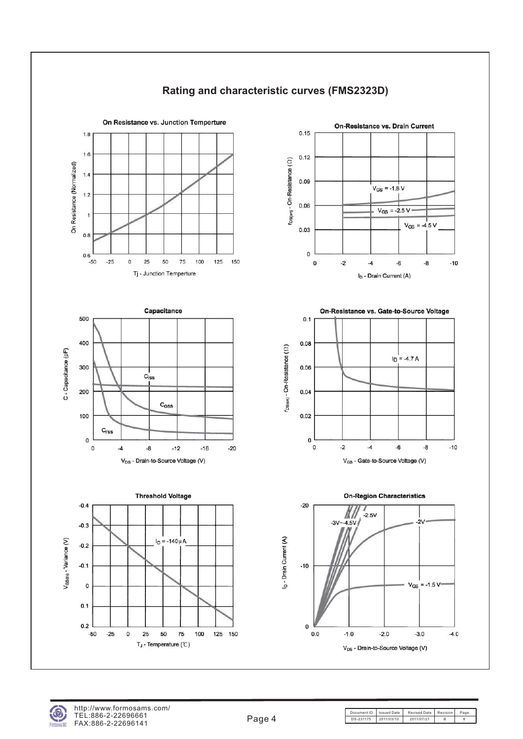# Rating and characteristic curves (FMS2323D)

**On Resistance vs. Junction Temperture**

On Resistance (Normalized)

Tj - Junction Temperture

**On-Resistance vs. Drain Current**

$r_{DS(on)}$ - On-Resistance (Ω)

$V_{GS}$ = -1.8 V

$V_{GS}$ = -2.5 V

$V_{GS}$ = -4.5 V

$I_D$ - Drain Current (A)

**Capacitance**

C - Capacitance (pF)

$C_{iss}$

$C_{oss}$

$C_{rss}$

$V_{DS}$ - Drain-to-Source Voltage (V)

**On-Resistance vs. Gate-to-Source Voltage**

$r_{DS(on)}$ - On-Resistance (Ω)

$I_D$ = -4.7 A

$V_{GS}$ - Gate-to-Source Voltage (V)

**Threshold Voltage**

$V_{GS(th)}$ - Variance (V)

$I_D$ = -140 μA

$T_J$ - Temperature (℃)

**On-Region Characteristics**

$I_D$ - Drain Current (A)

-3V~-4.5V

-2.5V

-2V

$V_{GS}$ = -1.5 V

$V_{DS}$ - Drain-to-Source Voltage (V)

| Document ID | Issued Date | Revised Date | Revision | Page. |
|---|---|---|---|---|
| DS-231175 | 2011/03/10 | 2011/07/21 | B | 8 |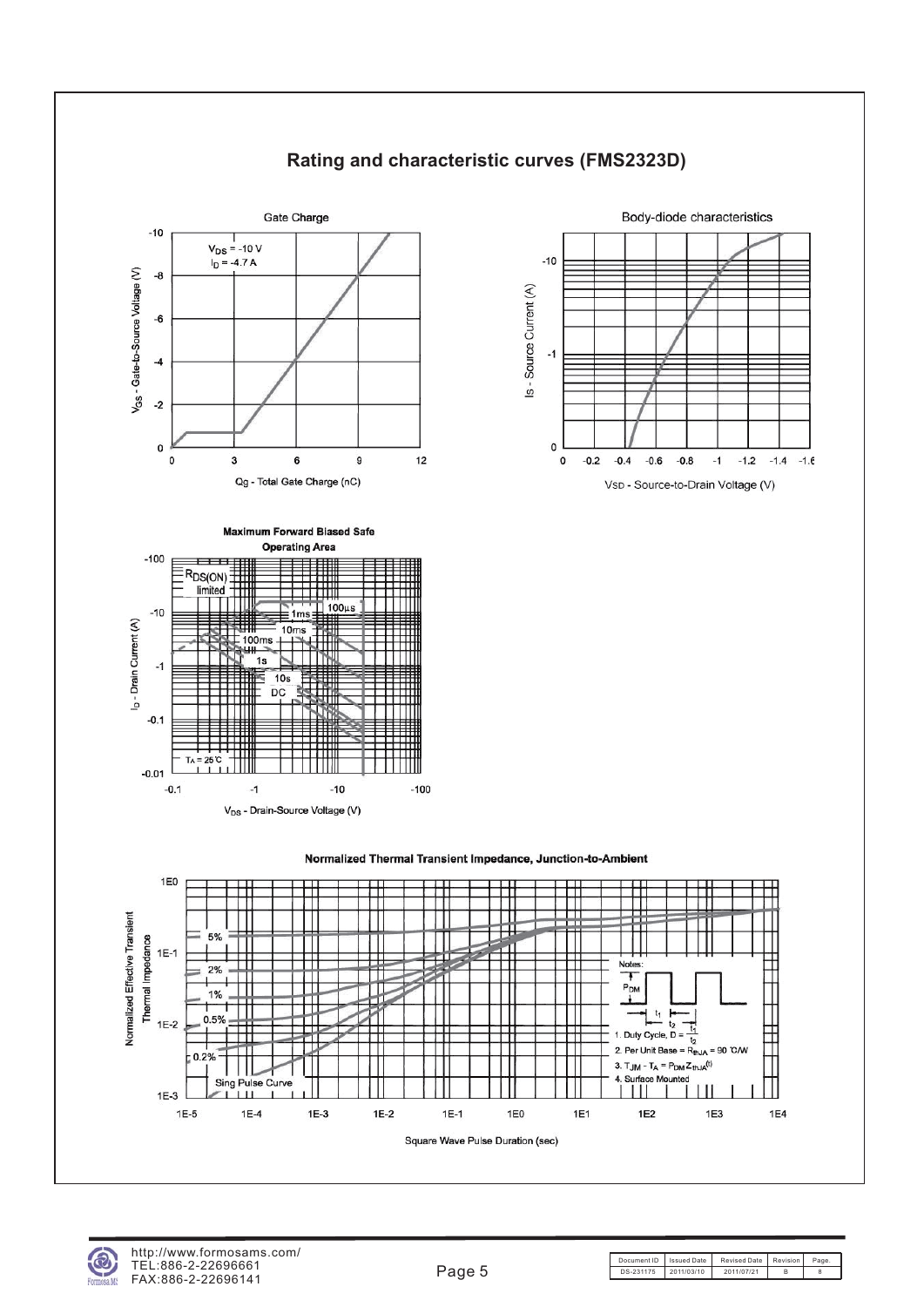## Rating and characteristic curves (FMS2323D)

Gate Charge

$V_{DS}$ = -10 V
$I_D$ = -4.7 A

$V_{GS}$ - Gate-to-Source Voltage (V)

Qg - Total Gate Charge (nC)

Body-diode characteristics

Is - Source Current (A)

VSD - Source-to-Drain Voltage (V)

Maximum Forward Biased Safe Operating Area

$R_{DS(ON)}$ limited

100µs
1ms
10ms
100ms
1s
10s
DC

$T_A$ = 25°C

$I_D$ - Drain Current (A)

$V_{DS}$ - Drain-Source Voltage (V)

Normalized Thermal Transient Impedance, Junction-to-Ambient

5%
2%
1%
0.5%
0.2%
Sing Pulse Curve

Normalized Effective Transient Thermal Impedance

Square Wave Pulse Duration (sec)

Notes:

1. Duty Cycle, $D = \frac{t_1}{t_2}$
2. Per Unit Base = $R_{thJA}$ = 90 °C/W
3. $T_{JM} - T_A = P_{DM} Z_{thJA}^{(t)}$
4. Surface Mounted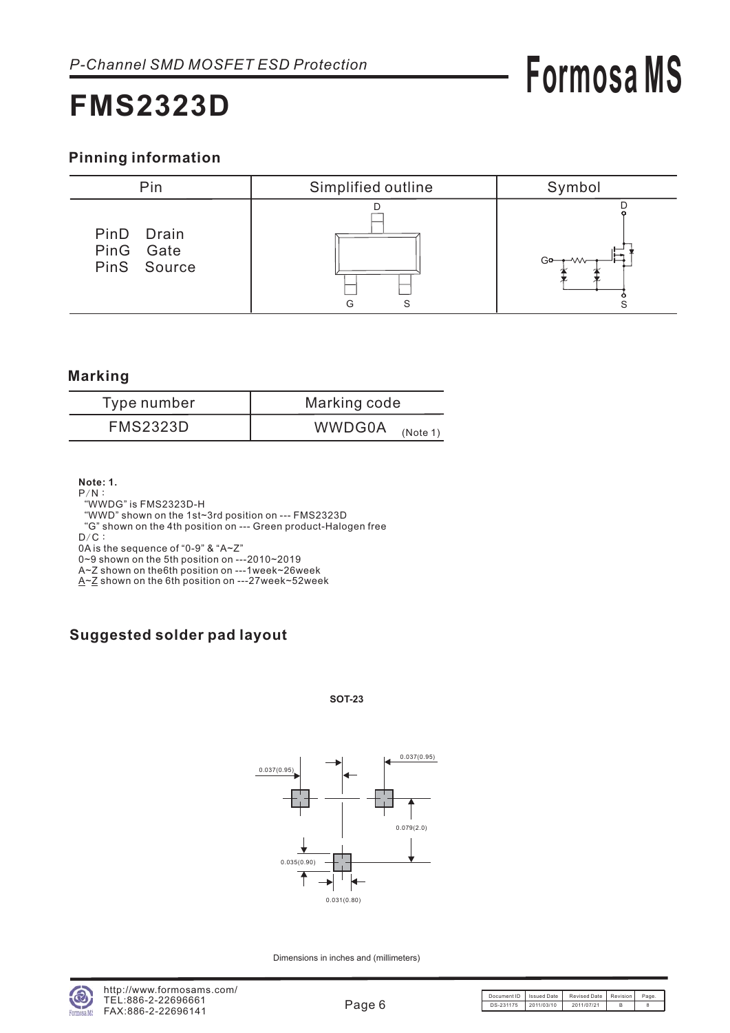*P-Channel SMD MOSFET ESD Protection*

# FMS2323D

## Pinning information

| Pin | Simplified outline | Symbol |
|---|---|---|
| PinD Drain<br>PinG Gate<br>PinS Source | D<br>G S | D<br>G<br>S |

## Marking

| Type number | Marking code |
|---|---|
| FMS2323D | WWDG0A (Note 1) |

**Note: 1.**
P/N：
"WWDG" is FMS2323D-H
"WWD" shown on the 1st~3rd position on --- FMS2323D
"G" shown on the 4th position on --- Green product-Halogen free
D/C：
0A is the sequence of "0-9" & "A~Z"
0~9 shown on the 5th position on ---2010~2019
A~Z shown on the6th position on ---1week~26week
A~Z shown on the 6th position on ---27week~52week

## Suggested solder pad layout

**SOT-23**

0.037(0.95)
0.037(0.95)
0.079(2.0)
0.035(0.90)
0.031(0.80)

Dimensions in inches and (millimeters)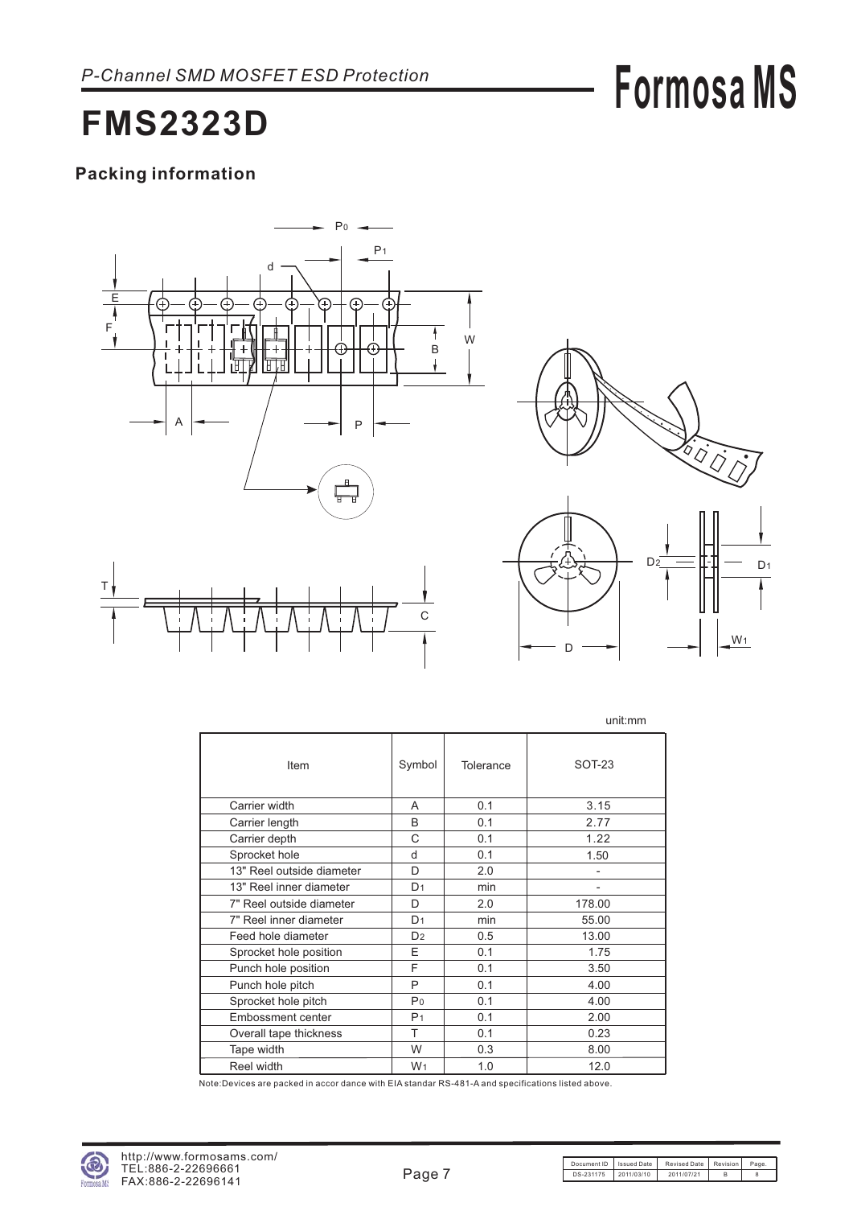## Packing information

unit:mm

| Item | Symbol | Tolerance | SOT-23 |
|---|---|---|---|
| Carrier width | A | 0.1 | 3.15 |
| Carrier length | B | 0.1 | 2.77 |
| Carrier depth | C | 0.1 | 1.22 |
| Sprocket hole | d | 0.1 | 1.50 |
| 13" Reel outside diameter | D | 2.0 | - |
| 13" Reel inner diameter | $D_1$ | min | - |
| 7" Reel outside diameter | D | 2.0 | 178.00 |
| 7" Reel inner diameter | $D_1$ | min | 55.00 |
| Feed hole diameter | $D_2$ | 0.5 | 13.00 |
| Sprocket hole position | E | 0.1 | 1.75 |
| Punch hole position | F | 0.1 | 3.50 |
| Punch hole pitch | P | 0.1 | 4.00 |
| Sprocket hole pitch | $P_0$ | 0.1 | 4.00 |
| Embossment center | $P_1$ | 0.1 | 2.00 |
| Overall tape thickness | T | 0.1 | 0.23 |
| Tape width | W | 0.3 | 8.00 |
| Reel width | $W_1$ | 1.0 | 12.0 |

Note:Devices are packed in accor dance with EIA standar RS-481-A and specifications listed above.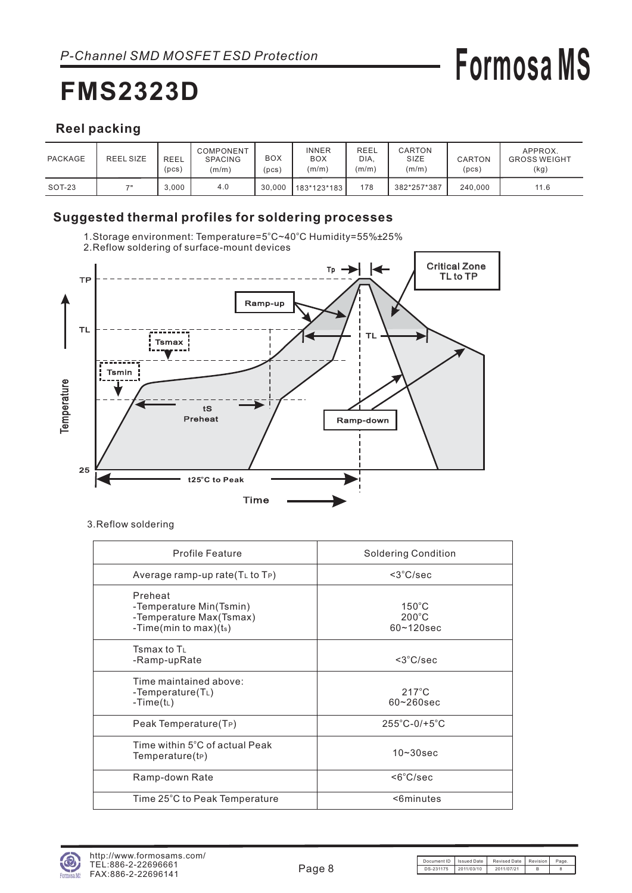## Reel packing

| PACKAGE | REEL SIZE | REEL (pcs) | COMPONENT SPACING (m/m) | BOX (pcs) | INNER BOX (m/m) | REEL DIA. (m/m) | CARTON SIZE (m/m) | CARTON (pcs) | APPROX. GROSS WEIGHT (kg) |
|---|---|---|---|---|---|---|---|---|---|
| SOT-23 | 7" | 3,000 | 4.0 | 30,000 | 183*123*183 | 178 | 382*257*387 | 240,000 | 11.6 |

## Suggested thermal profiles for soldering processes

1. Storage environment: Temperature=5°C~40°C Humidity=55%±25%
2. Reflow soldering of surface-mount devices

TP
TL
25
Tp
Critical Zone TL to TP
Ramp-up
Tsmax
Tsmin
tS
Preheat
TL
Ramp-down
t25°C to Peak
Temperature
Time

3. Reflow soldering

| Profile Feature | Soldering Condition |
|---|---|
| Average ramp-up rate($T_L$ to $T_P$) | <3°C/sec |
| Preheat<br>-Temperature Min(Tsmin)<br>-Temperature Max(Tsmax)<br>-Time(min to max)($t_s$) | <br>150°C<br>200°C<br>60~120sec |
| Tsmax to $T_L$<br>-Ramp-upRate | <3°C/sec |
| Time maintained above:<br>-Temperature($T_L$)<br>-Time($t_L$) | <br>217°C<br>60~260sec |
| Peak Temperature($T_P$) | 255°C-0/+5°C |
| Time within 5°C of actual Peak Temperature($t_P$) | 10~30sec |
| Ramp-down Rate | <6°C/sec |
| Time 25°C to Peak Temperature | <6minutes |